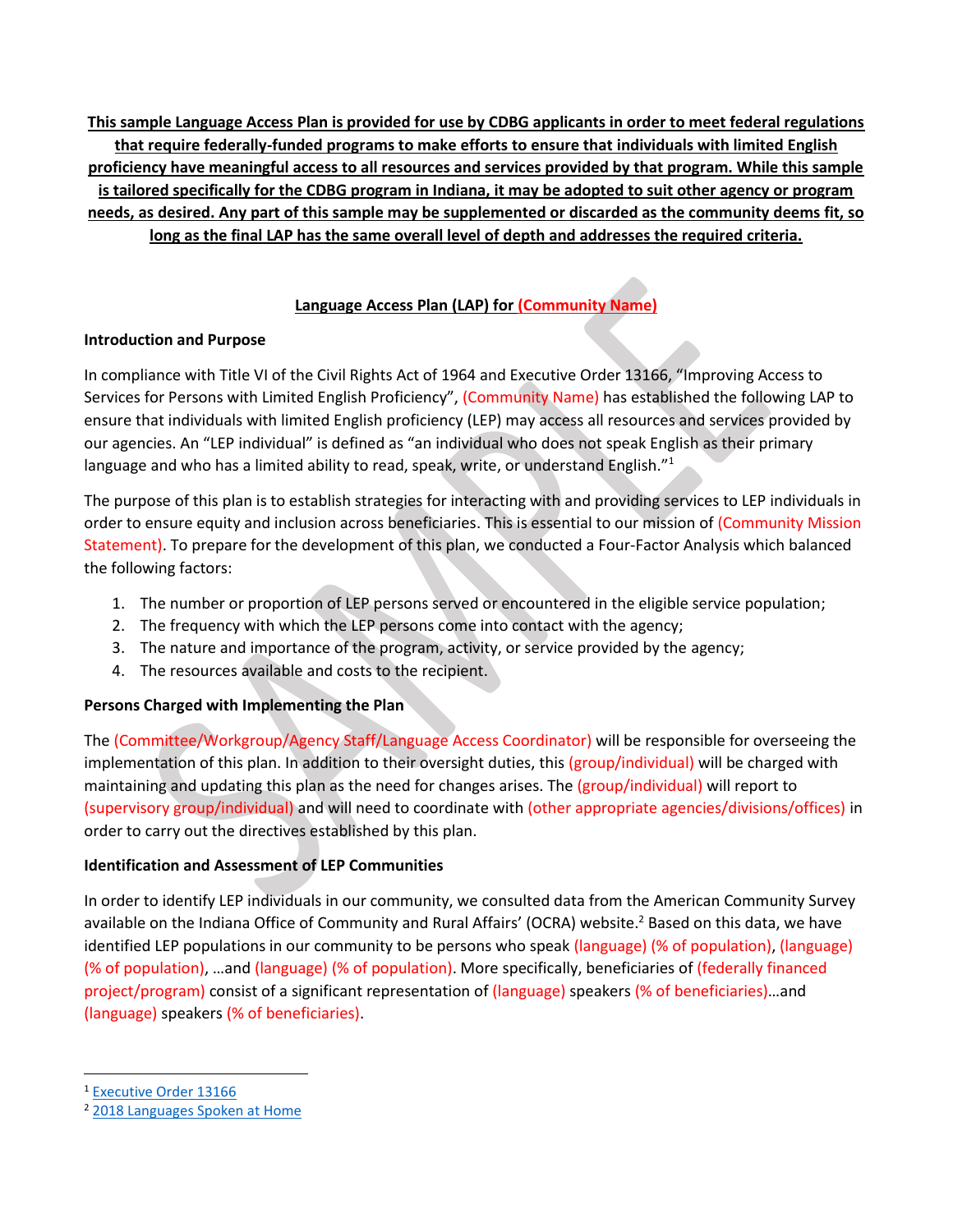**This sample Language Access Plan is provided for use by CDBG applicants in order to meet federal regulations that require federally-funded programs to make efforts to ensure that individuals with limited English proficiency have meaningful access to all resources and services provided by that program. While this sample is tailored specifically for the CDBG program in Indiana, it may be adopted to suit other agency or program needs, as desired. Any part of this sample may be supplemented or discarded as the community deems fit, so long as the final LAP has the same overall level of depth and addresses the required criteria.**

# Language Access Plan (LAP) for (Community Name)

## Introduction and Purpose

In compliance with Title VI of the Civil Rights Act of 1964 and Executive Order 13166, "Improving Access to Services for Persons with Limited English Proficiency", (Community Name) has established the following LAP to ensure that individuals with limited English proficiency (LEP) may access all resources and services provided by our agencies. An "LEP individual" is defined as "an individual who does not speak English as their primary language and who has a limited ability to read, speak, write, or understand English."[1]

The purpose of this plan is to establish strategies for interacting with and providing services to LEP individuals in order to ensure equity and inclusion across beneficiaries. This is essential to our mission of (Community Mission Statement). To prepare for the development of this plan, we conducted a Four-Factor Analysis which balanced the following factors:

1. The number or proportion of LEP persons served or encountered in the eligible service population;
2. The frequency with which the LEP persons come into contact with the agency;
3. The nature and importance of the program, activity, or service provided by the agency;
4. The resources available and costs to the recipient.

## Persons Charged with Implementing the Plan

The (Committee/Workgroup/Agency Staff/Language Access Coordinator) will be responsible for overseeing the implementation of this plan. In addition to their oversight duties, this (group/individual) will be charged with maintaining and updating this plan as the need for changes arises. The (group/individual) will report to (supervisory group/individual) and will need to coordinate with (other appropriate agencies/divisions/offices) in order to carry out the directives established by this plan.

## Identification and Assessment of LEP Communities

In order to identify LEP individuals in our community, we consulted data from the American Community Survey available on the Indiana Office of Community and Rural Affairs' (OCRA) website.[2] Based on this data, we have identified LEP populations in our community to be persons who speak (language) (% of population), (language) (% of population), …and (language) (% of population). More specifically, beneficiaries of (federally financed project/program) consist of a significant representation of (language) speakers (% of beneficiaries)…and (language) speakers (% of beneficiaries).

---

[1] Executive Order 13166

[2] 2018 Languages Spoken at Home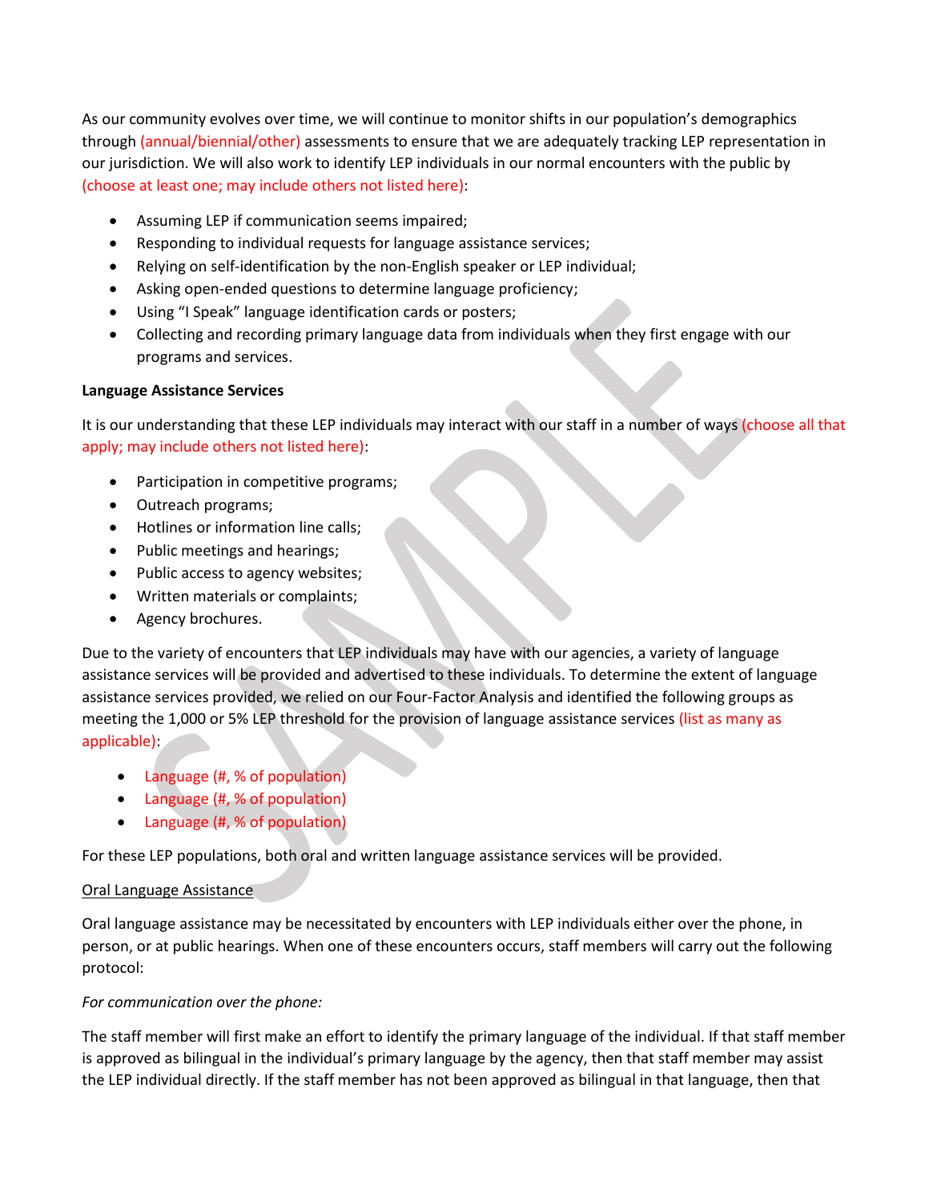As our community evolves over time, we will continue to monitor shifts in our population's demographics through (annual/biennial/other) assessments to ensure that we are adequately tracking LEP representation in our jurisdiction. We will also work to identify LEP individuals in our normal encounters with the public by (choose at least one; may include others not listed here):

- Assuming LEP if communication seems impaired;
- Responding to individual requests for language assistance services;
- Relying on self-identification by the non-English speaker or LEP individual;
- Asking open-ended questions to determine language proficiency;
- Using "I Speak" language identification cards or posters;
- Collecting and recording primary language data from individuals when they first engage with our programs and services.

**Language Assistance Services**

It is our understanding that these LEP individuals may interact with our staff in a number of ways (choose all that apply; may include others not listed here):

- Participation in competitive programs;
- Outreach programs;
- Hotlines or information line calls;
- Public meetings and hearings;
- Public access to agency websites;
- Written materials or complaints;
- Agency brochures.

Due to the variety of encounters that LEP individuals may have with our agencies, a variety of language assistance services will be provided and advertised to these individuals. To determine the extent of language assistance services provided, we relied on our Four-Factor Analysis and identified the following groups as meeting the 1,000 or 5% LEP threshold for the provision of language assistance services (list as many as applicable):

- Language (#, % of population)
- Language (#, % of population)
- Language (#, % of population)

For these LEP populations, both oral and written language assistance services will be provided.

Oral Language Assistance

Oral language assistance may be necessitated by encounters with LEP individuals either over the phone, in person, or at public hearings. When one of these encounters occurs, staff members will carry out the following protocol:

*For communication over the phone:*

The staff member will first make an effort to identify the primary language of the individual. If that staff member is approved as bilingual in the individual's primary language by the agency, then that staff member may assist the LEP individual directly. If the staff member has not been approved as bilingual in that language, then that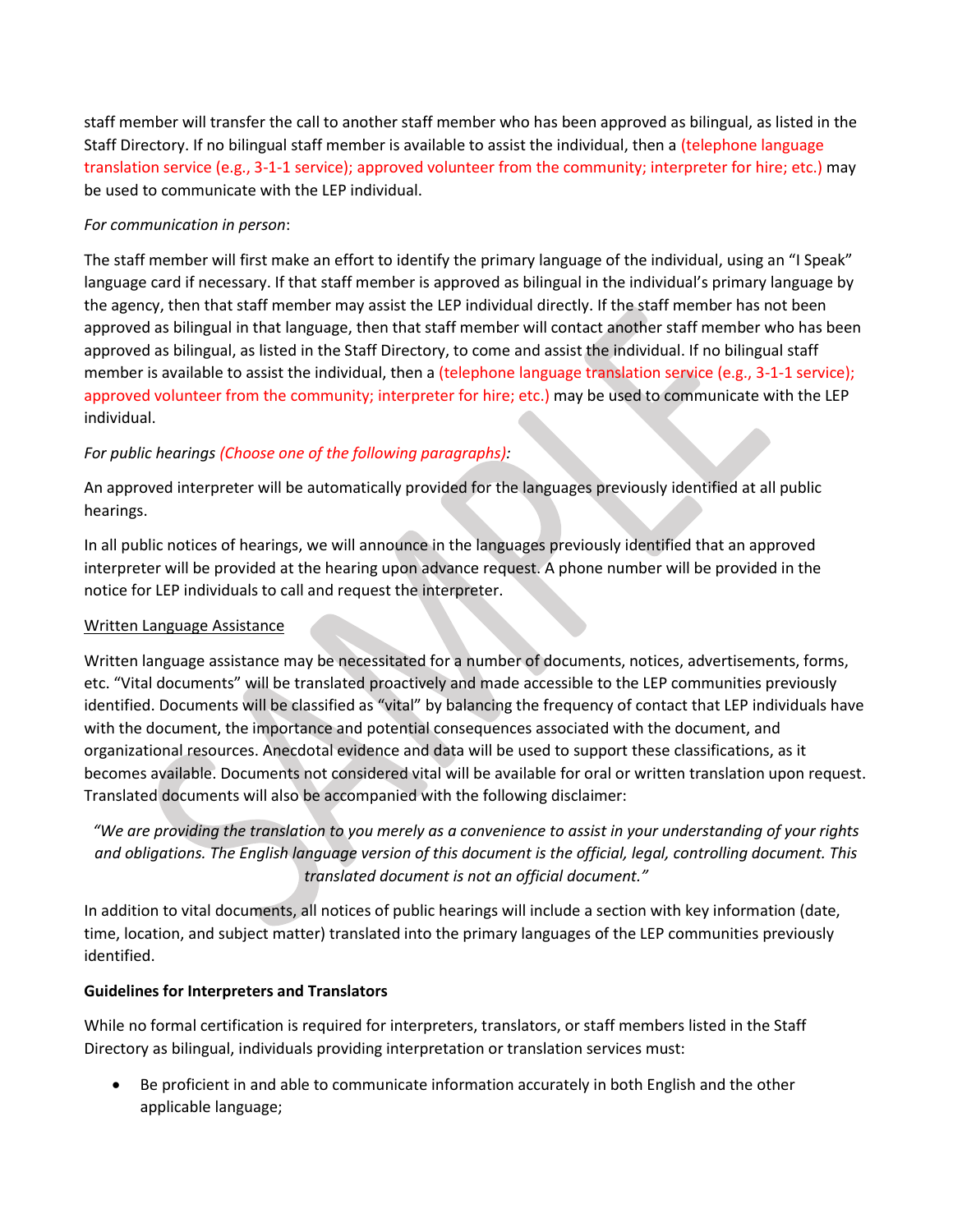staff member will transfer the call to another staff member who has been approved as bilingual, as listed in the Staff Directory. If no bilingual staff member is available to assist the individual, then a (telephone language translation service (e.g., 3-1-1 service); approved volunteer from the community; interpreter for hire; etc.) may be used to communicate with the LEP individual.

*For communication in person*:

The staff member will first make an effort to identify the primary language of the individual, using an "I Speak" language card if necessary. If that staff member is approved as bilingual in the individual's primary language by the agency, then that staff member may assist the LEP individual directly. If the staff member has not been approved as bilingual in that language, then that staff member will contact another staff member who has been approved as bilingual, as listed in the Staff Directory, to come and assist the individual. If no bilingual staff member is available to assist the individual, then a (telephone language translation service (e.g., 3-1-1 service); approved volunteer from the community; interpreter for hire; etc.) may be used to communicate with the LEP individual.

*For public hearings (Choose one of the following paragraphs):*

An approved interpreter will be automatically provided for the languages previously identified at all public hearings.

In all public notices of hearings, we will announce in the languages previously identified that an approved interpreter will be provided at the hearing upon advance request. A phone number will be provided in the notice for LEP individuals to call and request the interpreter.

Written Language Assistance

Written language assistance may be necessitated for a number of documents, notices, advertisements, forms, etc. "Vital documents" will be translated proactively and made accessible to the LEP communities previously identified. Documents will be classified as "vital" by balancing the frequency of contact that LEP individuals have with the document, the importance and potential consequences associated with the document, and organizational resources. Anecdotal evidence and data will be used to support these classifications, as it becomes available. Documents not considered vital will be available for oral or written translation upon request. Translated documents will also be accompanied with the following disclaimer:

*"We are providing the translation to you merely as a convenience to assist in your understanding of your rights and obligations. The English language version of this document is the official, legal, controlling document. This translated document is not an official document."*

In addition to vital documents, all notices of public hearings will include a section with key information (date, time, location, and subject matter) translated into the primary languages of the LEP communities previously identified.

**Guidelines for Interpreters and Translators**

While no formal certification is required for interpreters, translators, or staff members listed in the Staff Directory as bilingual, individuals providing interpretation or translation services must:

- Be proficient in and able to communicate information accurately in both English and the other applicable language;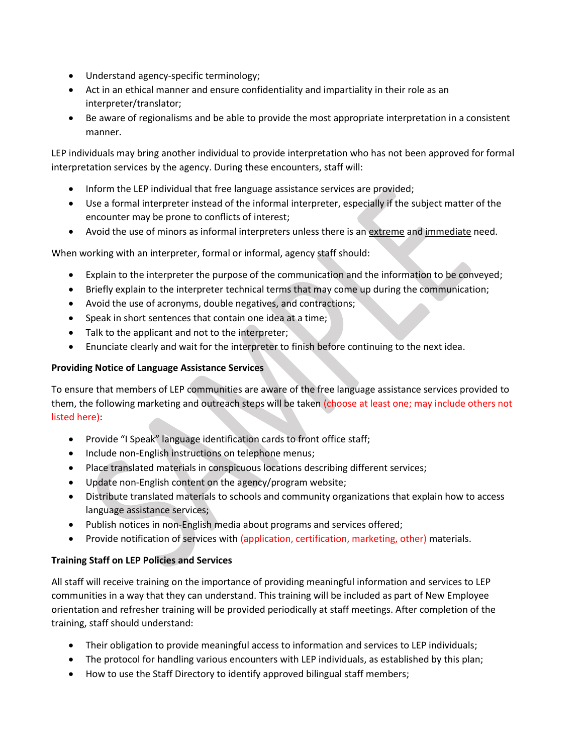- Understand agency-specific terminology;
- Act in an ethical manner and ensure confidentiality and impartiality in their role as an interpreter/translator;
- Be aware of regionalisms and be able to provide the most appropriate interpretation in a consistent manner.

LEP individuals may bring another individual to provide interpretation who has not been approved for formal interpretation services by the agency. During these encounters, staff will:

- Inform the LEP individual that free language assistance services are provided;
- Use a formal interpreter instead of the informal interpreter, especially if the subject matter of the encounter may be prone to conflicts of interest;
- Avoid the use of minors as informal interpreters unless there is an extreme and immediate need.

When working with an interpreter, formal or informal, agency staff should:

- Explain to the interpreter the purpose of the communication and the information to be conveyed;
- Briefly explain to the interpreter technical terms that may come up during the communication;
- Avoid the use of acronyms, double negatives, and contractions;
- Speak in short sentences that contain one idea at a time;
- Talk to the applicant and not to the interpreter;
- Enunciate clearly and wait for the interpreter to finish before continuing to the next idea.

**Providing Notice of Language Assistance Services**

To ensure that members of LEP communities are aware of the free language assistance services provided to them, the following marketing and outreach steps will be taken (choose at least one; may include others not listed here):

- Provide "I Speak" language identification cards to front office staff;
- Include non-English instructions on telephone menus;
- Place translated materials in conspicuous locations describing different services;
- Update non-English content on the agency/program website;
- Distribute translated materials to schools and community organizations that explain how to access language assistance services;
- Publish notices in non-English media about programs and services offered;
- Provide notification of services with (application, certification, marketing, other) materials.

**Training Staff on LEP Policies and Services**

All staff will receive training on the importance of providing meaningful information and services to LEP communities in a way that they can understand. This training will be included as part of New Employee orientation and refresher training will be provided periodically at staff meetings. After completion of the training, staff should understand:

- Their obligation to provide meaningful access to information and services to LEP individuals;
- The protocol for handling various encounters with LEP individuals, as established by this plan;
- How to use the Staff Directory to identify approved bilingual staff members;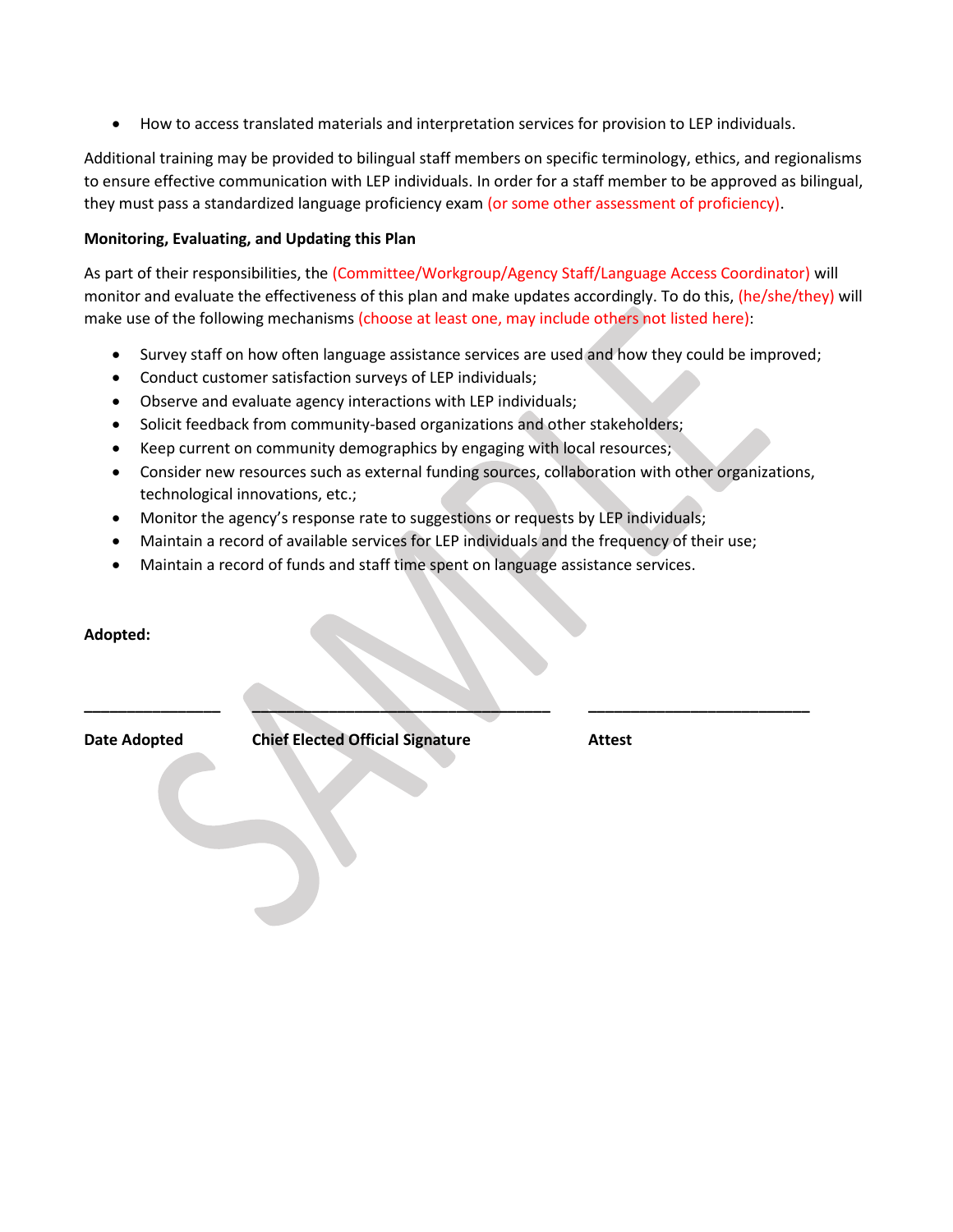- How to access translated materials and interpretation services for provision to LEP individuals.

Additional training may be provided to bilingual staff members on specific terminology, ethics, and regionalisms to ensure effective communication with LEP individuals. In order for a staff member to be approved as bilingual, they must pass a standardized language proficiency exam (or some other assessment of proficiency).

**Monitoring, Evaluating, and Updating this Plan**

As part of their responsibilities, the (Committee/Workgroup/Agency Staff/Language Access Coordinator) will monitor and evaluate the effectiveness of this plan and make updates accordingly. To do this, (he/she/they) will make use of the following mechanisms (choose at least one, may include others not listed here):

- Survey staff on how often language assistance services are used and how they could be improved;
- Conduct customer satisfaction surveys of LEP individuals;
- Observe and evaluate agency interactions with LEP individuals;
- Solicit feedback from community-based organizations and other stakeholders;
- Keep current on community demographics by engaging with local resources;
- Consider new resources such as external funding sources, collaboration with other organizations, technological innovations, etc.;
- Monitor the agency's response rate to suggestions or requests by LEP individuals;
- Maintain a record of available services for LEP individuals and the frequency of their use;
- Maintain a record of funds and staff time spent on language assistance services.

**Adopted:**

| | | |
|---|---|---|
| ________________ | ____________________________________ | __________________________ |
| **Date Adopted** | **Chief Elected Official Signature** | **Attest** |